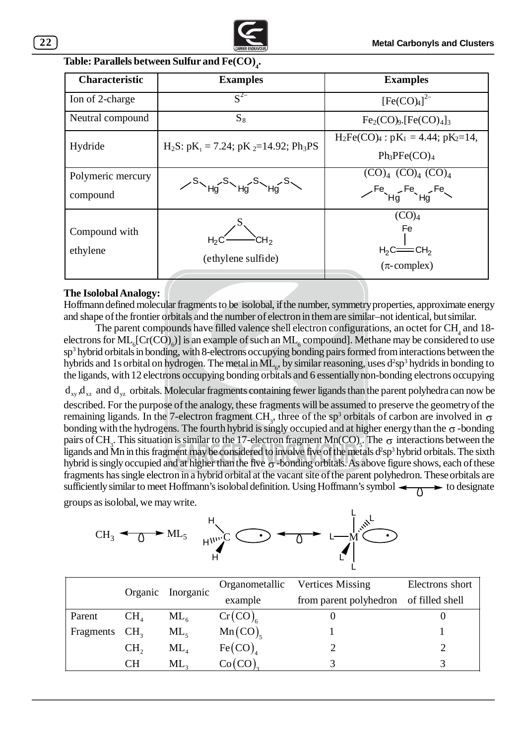**Table: Parallels between Sulfur and $Fe(CO)_4$.**

| Characteristic | Examples | Examples |
|---|---|---|
| Ion of 2-charge | $S^{2-}$ | $[Fe(CO)_4]^{2-}$ |
| Neutral compound | $S_8$ | $Fe_2(CO)_9.[Fe(CO)_4]_3$ |
| Hydride | $H_2S$: $pK_1 = 7.24$; $pK_2$=14.92; $Ph_3PS$ | $H_2Fe(CO)_4$ : $pK_1 = 4.44$; $pK_2$=14, $Ph_3PFe(CO)_4$ |
| Polymeric mercury compound | –S–Hg–S–Hg–S–Hg–S– | $(CO)_4$ $(CO)_4$ $(CO)_4$ –Fe–Hg–Fe–Hg–Fe– |
| Compound with ethylene | $H_2C$–$CH_2$ bridged by S (ethylene sulfide) | $(CO)_4$Fe bonded to $H_2C{=}CH_2$ (π-complex) |

**The Isolobal Analogy:**

Hoffmann defined molecular fragments to be isolobal, if the number, symmetry properties, approximate energy and shape of the frontier orbitals and the number of electron in them are similar–not identical, but similar.

The parent compounds have filled valence shell electron configurations, an octet for $CH_4$ and 18-electrons for $ML_6$[$Cr(CO)_6$)] is an example of such an $ML_6$ compound]. Methane may be considered to use $sp^3$ hybrid orbitals in bonding, with 8-electrons occupying bonding pairs formed from interactions between the hybrids and 1s orbital on hydrogen. The metal in $ML_6$, by similar reasoning, uses $d^2sp^3$ hydrids in bonding to the ligands, with 12 electrons occupying bonding orbitals and 6 essentially non-bonding electrons occupying $d_{xy}$, $d_{xz}$ and $d_{yz}$ orbitals. Molecular fragments containing fewer ligands than the parent polyhedra can now be described. For the purpose of the analogy, these fragments will be assumed to preserve the geometry of the remaining ligands. In the 7-electron fragment $CH_3$, three of the $sp^3$ orbitals of carbon are involved in $\sigma$ bonding with the hydrogens. The fourth hybrid is singly occupied and at higher energy than the $\sigma$-bonding pairs of $CH_3$. This situation is similar to the 17-electron fragment $Mn(CO)_5$. The $\sigma$ interactions between the ligands and Mn in this fragment may be considered to involve five of the metals $d^2sp^3$ hybrid orbitals. The sixth hybrid is singly occupied and at higher than the five $\sigma$-bonding orbitals. As above figure shows, each of these fragments has single electron in a hybrid orbital at the vacant site of the parent polyhedron. These orbitals are sufficiently similar to meet Hoffmann's isolobal definition. Using Hoffmann's symbol $\longleftrightarrow$ to designate groups as isolobal, we may write.

$$CH_3 \longleftrightarrow ML_5$$

| | Organic | Inorganic | Organometallic example | Vertices Missing from parent polyhedron | Electrons short of filled shell |
|---|---|---|---|---|---|
| Parent | $CH_4$ | $ML_6$ | $Cr(CO)_6$ | 0 | 0 |
| Fragments | $CH_3$ | $ML_5$ | $Mn(CO)_5$ | 1 | 1 |
| | $CH_2$ | $ML_4$ | $Fe(CO)_4$ | 2 | 2 |
| | CH | $ML_3$ | $Co(CO)_3$ | 3 | 3 |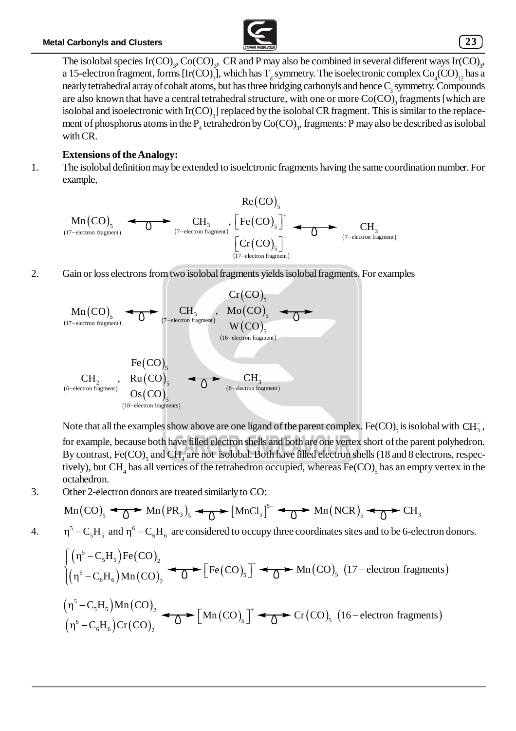The isolobal species $Ir(CO)_3$, $Co(CO)_3$, CR and P may also be combined in several different ways $Ir(CO)_3$, a 15-electron fragment, forms $[Ir(CO)_3]$, which has $T_d$ symmetry. The isoelectronic complex $Co_4(CO)_{12}$ has a nearly tetrahedral array of cobalt atoms, but has three bridging carbonyls and hence $C_3$ symmetry. Compounds are also known that have a central tetrahedral structure, with one or more $Co(CO)_3$ fragments [which are isolobal and isoelectronic with $Ir(CO)_3$] replaced by the isolobal CR fragment. This is similar to the replacement of phosphorus atoms in the $P_4$ tetrahedron by $Co(CO)_3$, fragments: P may also be described as isolobal with CR.

**Extensions of the Analogy:**

1. The isolobal definition may be extended to isoelctronic fragments having the same coordination number. For example,

$$\underset{(17-\text{electron fragment})}{Mn(CO)_5} \longleftrightarrow \underset{(7-\text{electron fragment})}{CH_3}, \quad \underset{(17-\text{electron fragment})}{Re(CO)_5,\ [Fe(CO)_5]^+,\ [Cr(CO)_5]^-} \longleftrightarrow \underset{(7-\text{electron fragment})}{CH_3}$$

2. Gain or loss electrons from two isolobal fragments yields isolobal fragments. For examples

$$\underset{(17-\text{electron fragment})}{Mn(CO)_5} \longleftrightarrow \underset{(7-\text{electron fragment})}{CH_3}, \quad \underset{(16-\text{electron fragment})}{Cr(CO)_5,\ Mo(CO)_5,\ W(CO)_5} \longleftrightarrow$$

$$\underset{(6-\text{electron fragment})}{CH_2}, \quad \underset{(18-\text{electron fragments})}{Fe(CO)_5,\ Ru(CO)_5,\ Os(CO)_5} \longleftrightarrow \underset{(8-\text{electron fragment})}{CH_3^-}$$

Note that all the examples show above are one ligand of the parent complex. $Fe(CO)_5$ is isolobal with $CH_3^-$, for example, because both have filled electron shells and both are one vertex short of the parent polyhedron. By contrast, $Fe(CO)_5$ and $CH_4$ are not isolobal. Both have filled electron shells (18 and 8 electrons, respectively), but $CH_4$ has all vertices of the tetrahedron occupied, whereas $Fe(CO)_5$ has an empty vertex in the octahedron.

3. Other 2-electron donors are treated similarly to CO:

$$Mn(CO)_5 \longleftrightarrow Mn(PR_3)_5 \longleftrightarrow [MnCl_5]^{5-} \longleftrightarrow Mn(NCR)_5 \longleftrightarrow CH_3$$

4. $\eta^5-C_5H_5$ and $\eta^6-C_6H_6$ are considered to occupy three coordinates sites and to be 6-electron donors.

$$\begin{cases} (\eta^5-C_5H_5)Fe(CO)_2 \\ (\eta^6-C_6H_6)Mn(CO)_2 \end{cases} \longleftrightarrow [Fe(CO)_5]^+ \longleftrightarrow Mn(CO)_5 \ \ (17-\text{electron fragments})$$

$$\begin{matrix} (\eta^5-C_5H_5)Mn(CO)_2 \\ (\eta^6-C_6H_6)Cr(CO)_2 \end{matrix} \longleftrightarrow [Mn(CO)_5]^+ \longleftrightarrow Cr(CO)_5 \ \ (16-\text{electron fragments})$$